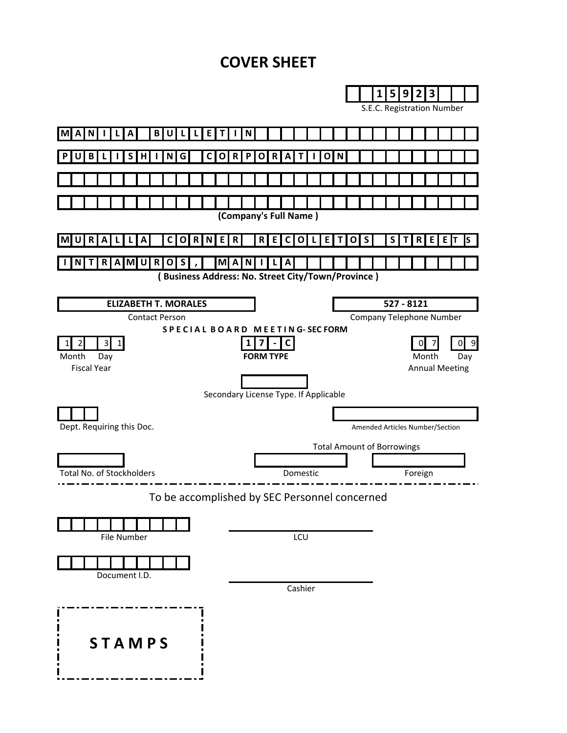# COVER SHEET

**15923**

S.E.C. Registration Number

**MANILA BULLETIN PUBLISHING CORPORATION**

**(Company's Full Name )**

**MURALLA CORNER RECOLETOS STREETS INTRAMUROS, MANILA**

**( Business Address: No. Street City/Town/Province )**

| **ELIZABETH T. MORALES** | **527 - 8121** |
|---|---|
| Contact Person | Company Telephone Number |

**SPECIAL BOARD MEETING- SEC FORM**

| 12 31 | **17-C** | 07 09 |
|---|---|---|
| Month Day | **FORM TYPE** | Month Day |
| Fiscal Year | | Annual Meeting |

Secondary License Type. If Applicable

Dept. Requiring this Doc.

Amended Articles Number/Section

Total Amount of Borrowings

| Total No. of Stockholders | Domestic | Foreign |
|---|---|---|
| | | |

To be accomplished by SEC Personnel concerned

File Number

LCU

Document I.D.

Cashier

**STAMPS**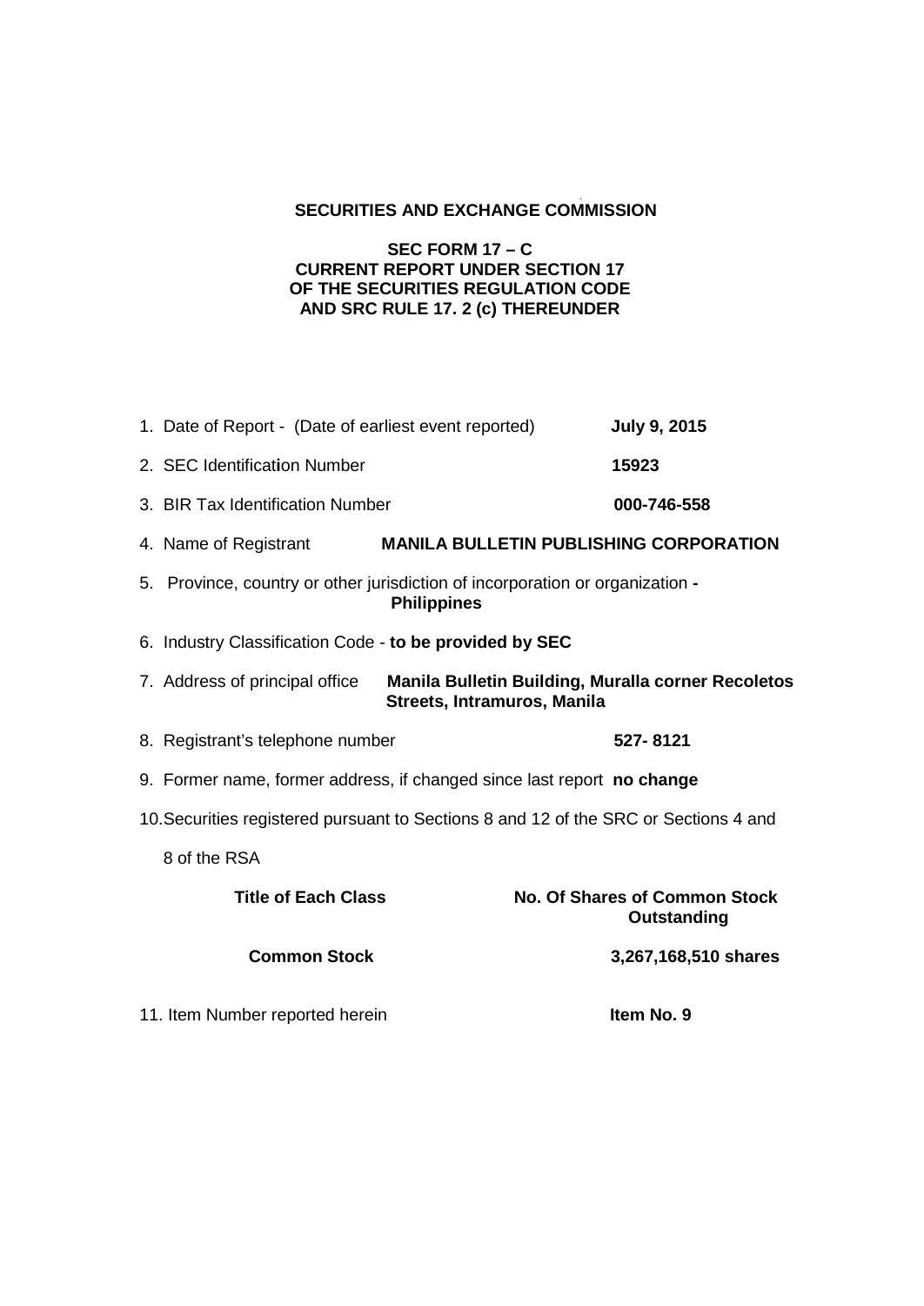**SECURITIES AND EXCHANGE COMMISSION**

**SEC FORM 17 – C**
**CURRENT REPORT UNDER SECTION 17**
**OF THE SECURITIES REGULATION CODE**
**AND SRC RULE 17. 2 (c) THEREUNDER**

1. Date of Report - (Date of earliest event reported) **July 9, 2015**
2. SEC Identification Number **15923**
3. BIR Tax Identification Number **000-746-558**
4. Name of Registrant **MANILA BULLETIN PUBLISHING CORPORATION**
5. Province, country or other jurisdiction of incorporation or organization **- Philippines**
6. Industry Classification Code - **to be provided by SEC**
7. Address of principal office **Manila Bulletin Building, Muralla corner Recoletos Streets, Intramuros, Manila**
8. Registrant's telephone number **527- 8121**
9. Former name, former address, if changed since last report **no change**
10. Securities registered pursuant to Sections 8 and 12 of the SRC or Sections 4 and 8 of the RSA

| Title of Each Class | No. Of Shares of Common Stock Outstanding |
|---|---|
| **Common Stock** | **3,267,168,510 shares** |

11. Item Number reported herein **Item No. 9**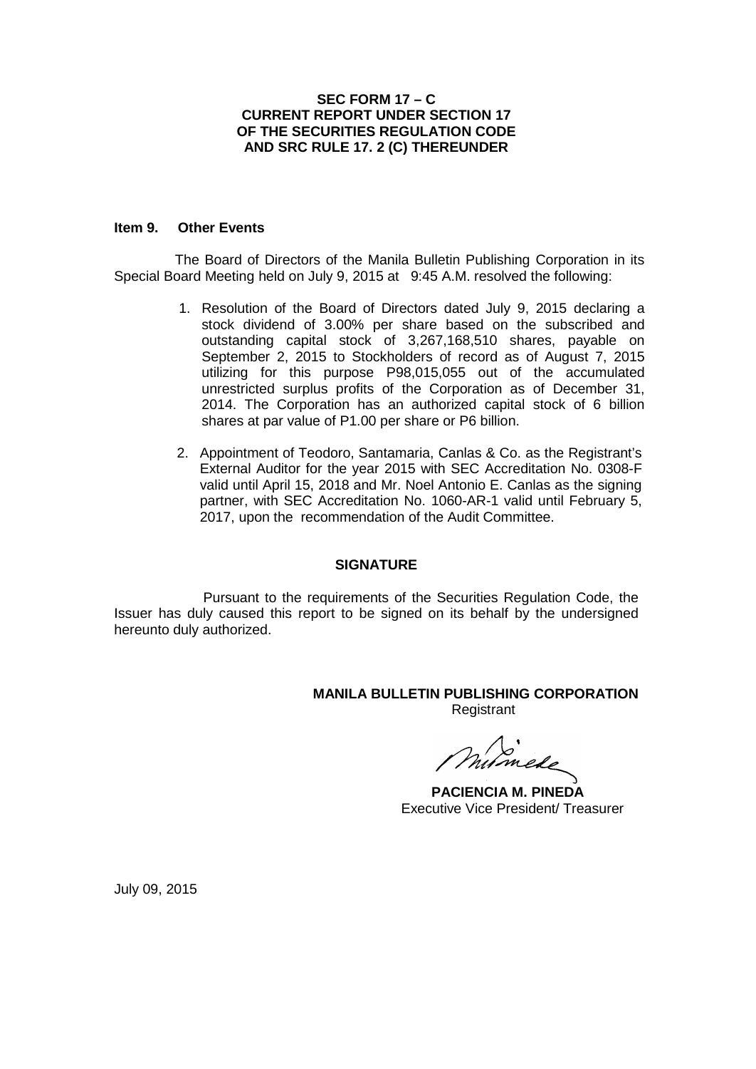**SEC FORM 17 – C**
**CURRENT REPORT UNDER SECTION 17**
**OF THE SECURITIES REGULATION CODE**
**AND SRC RULE 17. 2 (C) THEREUNDER**

**Item 9. Other Events**

The Board of Directors of the Manila Bulletin Publishing Corporation in its Special Board Meeting held on July 9, 2015 at 9:45 A.M. resolved the following:

1. Resolution of the Board of Directors dated July 9, 2015 declaring a stock dividend of 3.00% per share based on the subscribed and outstanding capital stock of 3,267,168,510 shares, payable on September 2, 2015 to Stockholders of record as of August 7, 2015 utilizing for this purpose P98,015,055 out of the accumulated unrestricted surplus profits of the Corporation as of December 31, 2014. The Corporation has an authorized capital stock of 6 billion shares at par value of P1.00 per share or P6 billion.

2. Appointment of Teodoro, Santamaria, Canlas & Co. as the Registrant's External Auditor for the year 2015 with SEC Accreditation No. 0308-F valid until April 15, 2018 and Mr. Noel Antonio E. Canlas as the signing partner, with SEC Accreditation No. 1060-AR-1 valid until February 5, 2017, upon the recommendation of the Audit Committee.

**SIGNATURE**

Pursuant to the requirements of the Securities Regulation Code, the Issuer has duly caused this report to be signed on its behalf by the undersigned hereunto duly authorized.

**MANILA BULLETIN PUBLISHING CORPORATION**
Registrant

**PACIENCIA M. PINEDA**
Executive Vice President/ Treasurer

July 09, 2015